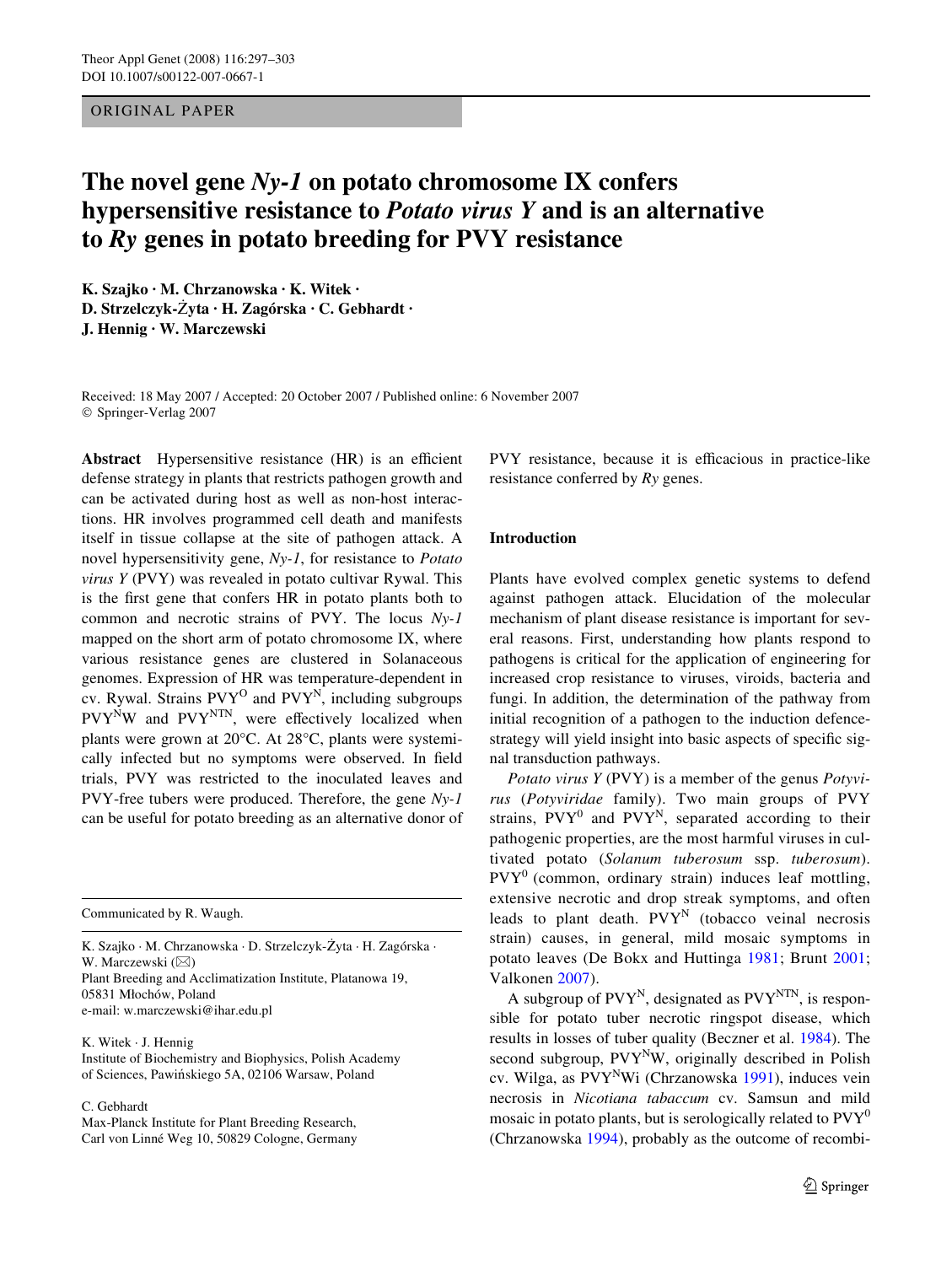ORIGINAL PAPER

# The novel gene *Ny-1* on potato chromosome IX confers hypersensitive resistance to *Potato virus Y* and is an alternative to *Ry* genes in potato breeding for PVY resistance

**K. Szajko · M. Chrzanowska · K. Witek · D. Strzelczyk-Żyta · H. Zagórska · C. Gebhardt · J. Hennig · W. Marczewski**

Received: 18 May 2007 / Accepted: 20 October 2007 / Published online: 6 November 2007
© Springer-Verlag 2007

**Abstract** Hypersensitive resistance (HR) is an efficient defense strategy in plants that restricts pathogen growth and can be activated during host as well as non-host interactions. HR involves programmed cell death and manifests itself in tissue collapse at the site of pathogen attack. A novel hypersensitivity gene, *Ny-1*, for resistance to *Potato virus Y* (PVY) was revealed in potato cultivar Rywal. This is the first gene that confers HR in potato plants both to common and necrotic strains of PVY. The locus *Ny-1* mapped on the short arm of potato chromosome IX, where various resistance genes are clustered in Solanaceous genomes. Expression of HR was temperature-dependent in cv. Rywal. Strains $PVY^{O}$ and $PVY^{N}$, including subgroups $PVY^{N}W$ and $PVY^{NTN}$, were effectively localized when plants were grown at 20°C. At 28°C, plants were systemically infected but no symptoms were observed. In field trials, PVY was restricted to the inoculated leaves and PVY-free tubers were produced. Therefore, the gene *Ny-1* can be useful for potato breeding as an alternative donor of PVY resistance, because it is efficacious in practice-like resistance conferred by *Ry* genes.

Communicated by R. Waugh.

K. Szajko · M. Chrzanowska · D. Strzelczyk-Żyta · H. Zagórska · W. Marczewski (✉)
Plant Breeding and Acclimatization Institute, Platanowa 19, 05831 Młochów, Poland
e-mail: w.marczewski@ihar.edu.pl

K. Witek · J. Hennig
Institute of Biochemistry and Biophysics, Polish Academy of Sciences, Pawińskiego 5A, 02106 Warsaw, Poland

C. Gebhardt
Max-Planck Institute for Plant Breeding Research, Carl von Linné Weg 10, 50829 Cologne, Germany

## Introduction

Plants have evolved complex genetic systems to defend against pathogen attack. Elucidation of the molecular mechanism of plant disease resistance is important for several reasons. First, understanding how plants respond to pathogens is critical for the application of engineering for increased crop resistance to viruses, viroids, bacteria and fungi. In addition, the determination of the pathway from initial recognition of a pathogen to the induction defence-strategy will yield insight into basic aspects of specific signal transduction pathways.

*Potato virus Y* (PVY) is a member of the genus *Potyvirus* (*Potyviridae* family). Two main groups of PVY strains, $PVY^{0}$ and $PVY^{N}$, separated according to their pathogenic properties, are the most harmful viruses in cultivated potato (*Solanum tuberosum* ssp. *tuberosum*). $PVY^{0}$ (common, ordinary strain) induces leaf mottling, extensive necrotic and drop streak symptoms, and often leads to plant death. $PVY^{N}$ (tobacco veinal necrosis strain) causes, in general, mild mosaic symptoms in potato leaves (De Bokx and Huttinga 1981; Brunt 2001; Valkonen 2007).

A subgroup of $PVY^{N}$, designated as $PVY^{NTN}$, is responsible for potato tuber necrotic ringspot disease, which results in losses of tuber quality (Beczner et al. 1984). The second subgroup, $PVY^{N}W$, originally described in Polish cv. Wilga, as $PVY^{N}Wi$ (Chrzanowska 1991), induces vein necrosis in *Nicotiana tabaccum* cv. Samsun and mild mosaic in potato plants, but is serologically related to $PVY^{0}$ (Chrzanowska 1994), probably as the outcome of recombi-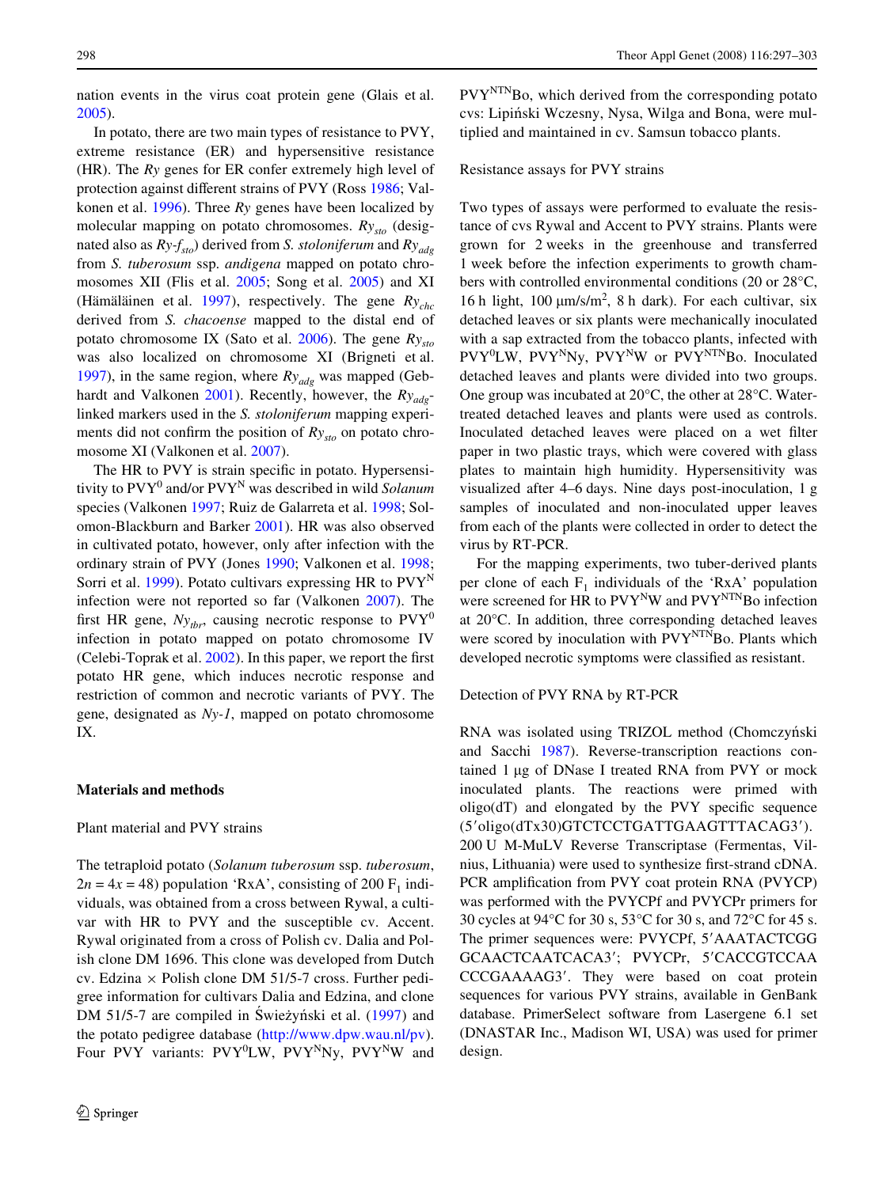nation events in the virus coat protein gene (Glais et al. 2005).

In potato, there are two main types of resistance to PVY, extreme resistance (ER) and hypersensitive resistance (HR). The *Ry* genes for ER confer extremely high level of protection against different strains of PVY (Ross 1986; Valkonen et al. 1996). Three *Ry* genes have been localized by molecular mapping on potato chromosomes. $Ry_{sto}$ (designated also as $Ry\text{-}f_{sto}$) derived from *S. stoloniferum* and $Ry_{adg}$ from *S. tuberosum* ssp. *andigena* mapped on potato chromosomes XII (Flis et al. 2005; Song et al. 2005) and XI (Hämäläinen et al. 1997), respectively. The gene $Ry_{chc}$ derived from *S. chacoense* mapped to the distal end of potato chromosome IX (Sato et al. 2006). The gene $Ry_{sto}$ was also localized on chromosome XI (Brigneti et al. 1997), in the same region, where $Ry_{adg}$ was mapped (Gebhardt and Valkonen 2001). Recently, however, the $Ry_{adg}$-linked markers used in the *S. stoloniferum* mapping experiments did not confirm the position of $Ry_{sto}$ on potato chromosome XI (Valkonen et al. 2007).

The HR to PVY is strain specific in potato. Hypersensitivity to $PVY^0$ and/or $PVY^N$ was described in wild *Solanum* species (Valkonen 1997; Ruiz de Galarreta et al. 1998; Solomon-Blackburn and Barker 2001). HR was also observed in cultivated potato, however, only after infection with the ordinary strain of PVY (Jones 1990; Valkonen et al. 1998; Sorri et al. 1999). Potato cultivars expressing HR to $PVY^N$ infection were not reported so far (Valkonen 2007). The first HR gene, $Ny_{tbr}$, causing necrotic response to $PVY^0$ infection in potato mapped on potato chromosome IV (Celebi-Toprak et al. 2002). In this paper, we report the first potato HR gene, which induces necrotic response and restriction of common and necrotic variants of PVY. The gene, designated as *Ny-1*, mapped on potato chromosome IX.

## Materials and methods

### Plant material and PVY strains

The tetraploid potato (*Solanum tuberosum* ssp. *tuberosum*, $2n = 4x = 48$) population 'RxA', consisting of 200 $F_1$ individuals, was obtained from a cross between Rywal, a cultivar with HR to PVY and the susceptible cv. Accent. Rywal originated from a cross of Polish cv. Dalia and Polish clone DM 1696. This clone was developed from Dutch cv. Edzina × Polish clone DM 51/5-7 cross. Further pedigree information for cultivars Dalia and Edzina, and clone DM 51/5-7 are compiled in Świeżyński et al. (1997) and the potato pedigree database (http://www.dpw.wau.nl/pv). Four PVY variants: $PVY^0$LW, $PVY^N$Ny, $PVY^N$W and $PVY^{NTN}$Bo, which derived from the corresponding potato cvs: Lipiński Wczesny, Nysa, Wilga and Bona, were multiplied and maintained in cv. Samsun tobacco plants.

### Resistance assays for PVY strains

Two types of assays were performed to evaluate the resistance of cvs Rywal and Accent to PVY strains. Plants were grown for 2 weeks in the greenhouse and transferred 1 week before the infection experiments to growth chambers with controlled environmental conditions (20 or 28°C, 16 h light, 100 μm/s/m², 8 h dark). For each cultivar, six detached leaves or six plants were mechanically inoculated with a sap extracted from the tobacco plants, infected with $PVY^0$LW, $PVY^N$Ny, $PVY^N$W or $PVY^{NTN}$Bo. Inoculated detached leaves and plants were divided into two groups. One group was incubated at 20°C, the other at 28°C. Water-treated detached leaves and plants were used as controls. Inoculated detached leaves were placed on a wet filter paper in two plastic trays, which were covered with glass plates to maintain high humidity. Hypersensitivity was visualized after 4–6 days. Nine days post-inoculation, 1 g samples of inoculated and non-inoculated upper leaves from each of the plants were collected in order to detect the virus by RT-PCR.

For the mapping experiments, two tuber-derived plants per clone of each $F_1$ individuals of the 'RxA' population were screened for HR to $PVY^N$W and $PVY^{NTN}$Bo infection at 20°C. In addition, three corresponding detached leaves were scored by inoculation with $PVY^{NTN}$Bo. Plants which developed necrotic symptoms were classified as resistant.

### Detection of PVY RNA by RT-PCR

RNA was isolated using TRIZOL method (Chomczyński and Sacchi 1987). Reverse-transcription reactions contained 1 μg of DNase I treated RNA from PVY or mock inoculated plants. The reactions were primed with oligo(dT) and elongated by the PVY specific sequence (5′oligo(dTx30)GTCTCCTGATTGAAGTTTACAG3′). 200 U M-MuLV Reverse Transcriptase (Fermentas, Vilnius, Lithuania) were used to synthesize first-strand cDNA. PCR amplification from PVY coat protein RNA (PVYCP) was performed with the PVYCPf and PVYCPr primers for 30 cycles at 94°C for 30 s, 53°C for 30 s, and 72°C for 45 s. The primer sequences were: PVYCPf, 5′AAATACTCGG GCAACTCAATCACA3′; PVYCPr, 5′CACCGTCCAA CCCGAAAAG3′. They were based on coat protein sequences for various PVY strains, available in GenBank database. PrimerSelect software from Lasergene 6.1 set (DNASTAR Inc., Madison WI, USA) was used for primer design.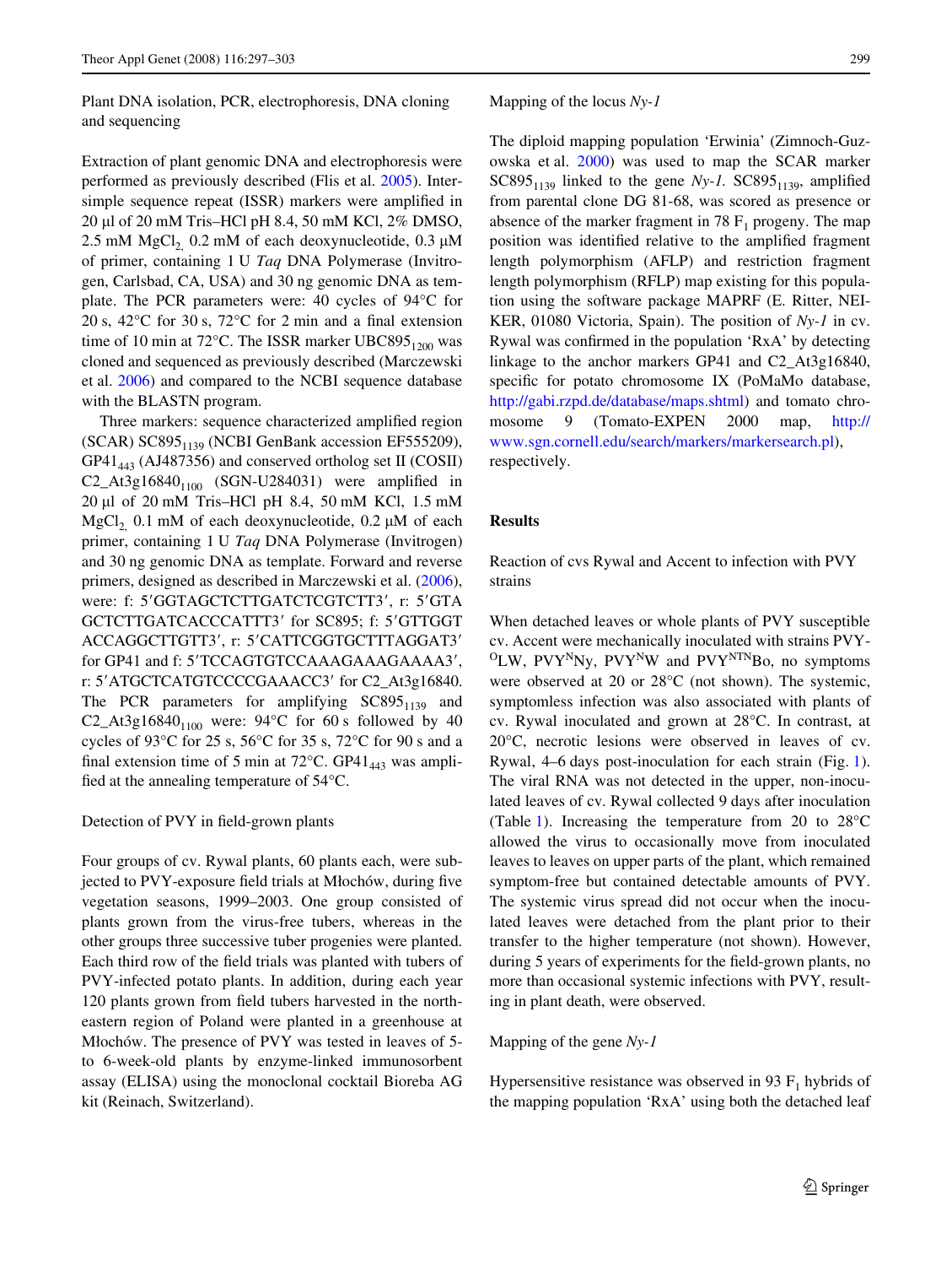### Plant DNA isolation, PCR, electrophoresis, DNA cloning and sequencing

Extraction of plant genomic DNA and electrophoresis were performed as previously described (Flis et al. 2005). Inter-simple sequence repeat (ISSR) markers were amplified in 20 µl of 20 mM Tris–HCl pH 8.4, 50 mM KCl, 2% DMSO, 2.5 mM $MgCl_2$, 0.2 mM of each deoxynucleotide, 0.3 µM of primer, containing 1 U *Taq* DNA Polymerase (Invitrogen, Carlsbad, CA, USA) and 30 ng genomic DNA as template. The PCR parameters were: 40 cycles of 94°C for 20 s, 42°C for 30 s, 72°C for 2 min and a final extension time of 10 min at 72°C. The ISSR marker $UBC895_{1200}$ was cloned and sequenced as previously described (Marczewski et al. 2006) and compared to the NCBI sequence database with the BLASTN program.

Three markers: sequence characterized amplified region (SCAR) $SC895_{1139}$ (NCBI GenBank accession EF555209), $GP41_{443}$ (AJ487356) and conserved ortholog set II (COSII) $C2\_At3g16840_{1100}$ (SGN-U284031) were amplified in 20 µl of 20 mM Tris–HCl pH 8.4, 50 mM KCl, 1.5 mM $MgCl_2$, 0.1 mM of each deoxynucleotide, 0.2 µM of each primer, containing 1 U *Taq* DNA Polymerase (Invitrogen) and 30 ng genomic DNA as template. Forward and reverse primers, designed as described in Marczewski et al. (2006), were: f: 5′GGTAGCTCTTGATCTCGTCTT3′, r: 5′GTAGCTCTTGATCACCCATTT3′ for SC895; f: 5′GTTGGTACCAGGCTTGTT3′, r: 5′CATTCGGTGCTTTAGGAT3′ for GP41 and f: 5′TCCAGTGTCCAAAGAAAGAAAA3′, r: 5′ATGCTCATGTCCCCGAAACC3′ for C2_At3g16840. The PCR parameters for amplifying $SC895_{1139}$ and $C2\_At3g16840_{1100}$ were: 94°C for 60 s followed by 40 cycles of 93°C for 25 s, 56°C for 35 s, 72°C for 90 s and a final extension time of 5 min at 72°C. $GP41_{443}$ was amplified at the annealing temperature of 54°C.

### Detection of PVY in field-grown plants

Four groups of cv. Rywal plants, 60 plants each, were subjected to PVY-exposure field trials at Młochów, during five vegetation seasons, 1999–2003. One group consisted of plants grown from the virus-free tubers, whereas in the other groups three successive tuber progenies were planted. Each third row of the field trials was planted with tubers of PVY-infected potato plants. In addition, during each year 120 plants grown from field tubers harvested in the north-eastern region of Poland were planted in a greenhouse at Młochów. The presence of PVY was tested in leaves of 5- to 6-week-old plants by enzyme-linked immunosorbent assay (ELISA) using the monoclonal cocktail Bioreba AG kit (Reinach, Switzerland).

### Mapping of the locus *Ny-1*

The diploid mapping population 'Erwinia' (Zimnoch-Guzowska et al. 2000) was used to map the SCAR marker $SC895_{1139}$ linked to the gene *Ny-1*. $SC895_{1139}$, amplified from parental clone DG 81-68, was scored as presence or absence of the marker fragment in 78 $F_1$ progeny. The map position was identified relative to the amplified fragment length polymorphism (AFLP) and restriction fragment length polymorphism (RFLP) map existing for this population using the software package MAPRF (E. Ritter, NEIKER, 01080 Victoria, Spain). The position of *Ny-1* in cv. Rywal was confirmed in the population 'RxA' by detecting linkage to the anchor markers GP41 and C2_At3g16840, specific for potato chromosome IX (PoMaMo database, http://gabi.rzpd.de/database/maps.shtml) and tomato chromosome 9 (Tomato-EXPEN 2000 map, http://www.sgn.cornell.edu/search/markers/markersearch.pl), respectively.

## Results

### Reaction of cvs Rywal and Accent to infection with PVY strains

When detached leaves or whole plants of PVY susceptible cv. Accent were mechanically inoculated with strains PVY-$^{O}$LW, PVY$^{N}$Ny, PVY$^{N}$W and PVY$^{NTN}$Bo, no symptoms were observed at 20 or 28°C (not shown). The systemic, symptomless infection was also associated with plants of cv. Rywal inoculated and grown at 28°C. In contrast, at 20°C, necrotic lesions were observed in leaves of cv. Rywal, 4–6 days post-inoculation for each strain (Fig. 1). The viral RNA was not detected in the upper, non-inoculated leaves of cv. Rywal collected 9 days after inoculation (Table 1). Increasing the temperature from 20 to 28°C allowed the virus to occasionally move from inoculated leaves to leaves on upper parts of the plant, which remained symptom-free but contained detectable amounts of PVY. The systemic virus spread did not occur when the inoculated leaves were detached from the plant prior to their transfer to the higher temperature (not shown). However, during 5 years of experiments for the field-grown plants, no more than occasional systemic infections with PVY, resulting in plant death, were observed.

### Mapping of the gene *Ny-1*

Hypersensitive resistance was observed in 93 $F_1$ hybrids of the mapping population 'RxA' using both the detached leaf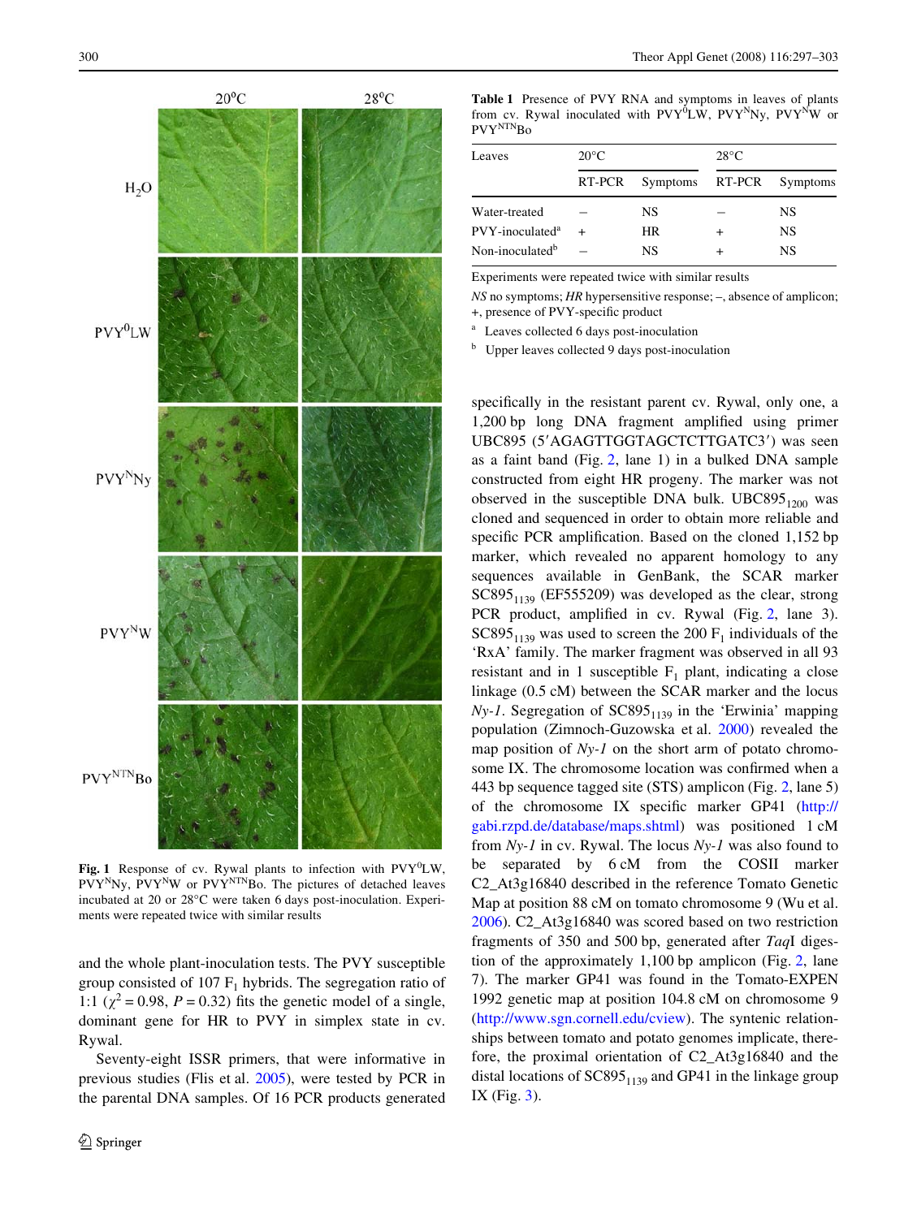Fig. 1 Response of cv. Rywal plants to infection with PVY$^{0}$LW, PVY$^{N}$Ny, PVY$^{N}$W or PVY$^{NTN}$Bo. The pictures of detached leaves incubated at 20 or 28°C were taken 6 days post-inoculation. Experiments were repeated twice with similar results

and the whole plant-inoculation tests. The PVY susceptible group consisted of 107 $F_1$ hybrids. The segregation ratio of 1:1 ($\chi^2 = 0.98$, $P = 0.32$) fits the genetic model of a single, dominant gene for HR to PVY in simplex state in cv. Rywal.

Seventy-eight ISSR primers, that were informative in previous studies (Flis et al. 2005), were tested by PCR in the parental DNA samples. Of 16 PCR products generated specifically in the resistant parent cv. Rywal, only one, a 1,200 bp long DNA fragment amplified using primer UBC895 (5′AGAGTTGGTAGCTCTTGATC3′) was seen as a faint band (Fig. 2, lane 1) in a bulked DNA sample constructed from eight HR progeny. The marker was not observed in the susceptible DNA bulk. $UBC895_{1200}$ was cloned and sequenced in order to obtain more reliable and specific PCR amplification. Based on the cloned 1,152 bp marker, which revealed no apparent homology to any sequences available in GenBank, the SCAR marker $SC895_{1139}$ (EF555209) was developed as the clear, strong PCR product, amplified in cv. Rywal (Fig. 2, lane 3). $SC895_{1139}$ was used to screen the 200 $F_1$ individuals of the 'RxA' family. The marker fragment was observed in all 93 resistant and in 1 susceptible $F_1$ plant, indicating a close linkage (0.5 cM) between the SCAR marker and the locus *Ny-1*. Segregation of $SC895_{1139}$ in the 'Erwinia' mapping population (Zimnoch-Guzowska et al. 2000) revealed the map position of *Ny-1* on the short arm of potato chromosome IX. The chromosome location was confirmed when a 443 bp sequence tagged site (STS) amplicon (Fig. 2, lane 5) of the chromosome IX specific marker GP41 (http://gabi.rzpd.de/database/maps.shtml) was positioned 1 cM from *Ny-1* in cv. Rywal. The locus *Ny-1* was also found to be separated by 6 cM from the COSII marker C2_At3g16840 described in the reference Tomato Genetic Map at position 88 cM on tomato chromosome 9 (Wu et al. 2006). C2_At3g16840 was scored based on two restriction fragments of 350 and 500 bp, generated after *Taq*I digestion of the approximately 1,100 bp amplicon (Fig. 2, lane 7). The marker GP41 was found in the Tomato-EXPEN 1992 genetic map at position 104.8 cM on chromosome 9 (http://www.sgn.cornell.edu/cview). The syntenic relationships between tomato and potato genomes implicate, therefore, the proximal orientation of C2_At3g16840 and the distal locations of $SC895_{1139}$ and GP41 in the linkage group IX (Fig. 3).

**Table 1** Presence of PVY RNA and symptoms in leaves of plants from cv. Rywal inoculated with PVY$^{0}$LW, PVY$^{N}$Ny, PVY$^{N}$W or PVY$^{NTN}$Bo

| Leaves | 20°C | | 28°C | |
|---|---|---|---|---|
| | RT-PCR | Symptoms | RT-PCR | Symptoms |
| Water-treated | – | NS | – | NS |
| PVY-inoculated[a] | + | HR | + | NS |
| Non-inoculated[b] | – | NS | + | NS |

Experiments were repeated twice with similar results

*NS* no symptoms; *HR* hypersensitive response; –, absence of amplicon; +, presence of PVY-specific product

[a] Leaves collected 6 days post-inoculation

[b] Upper leaves collected 9 days post-inoculation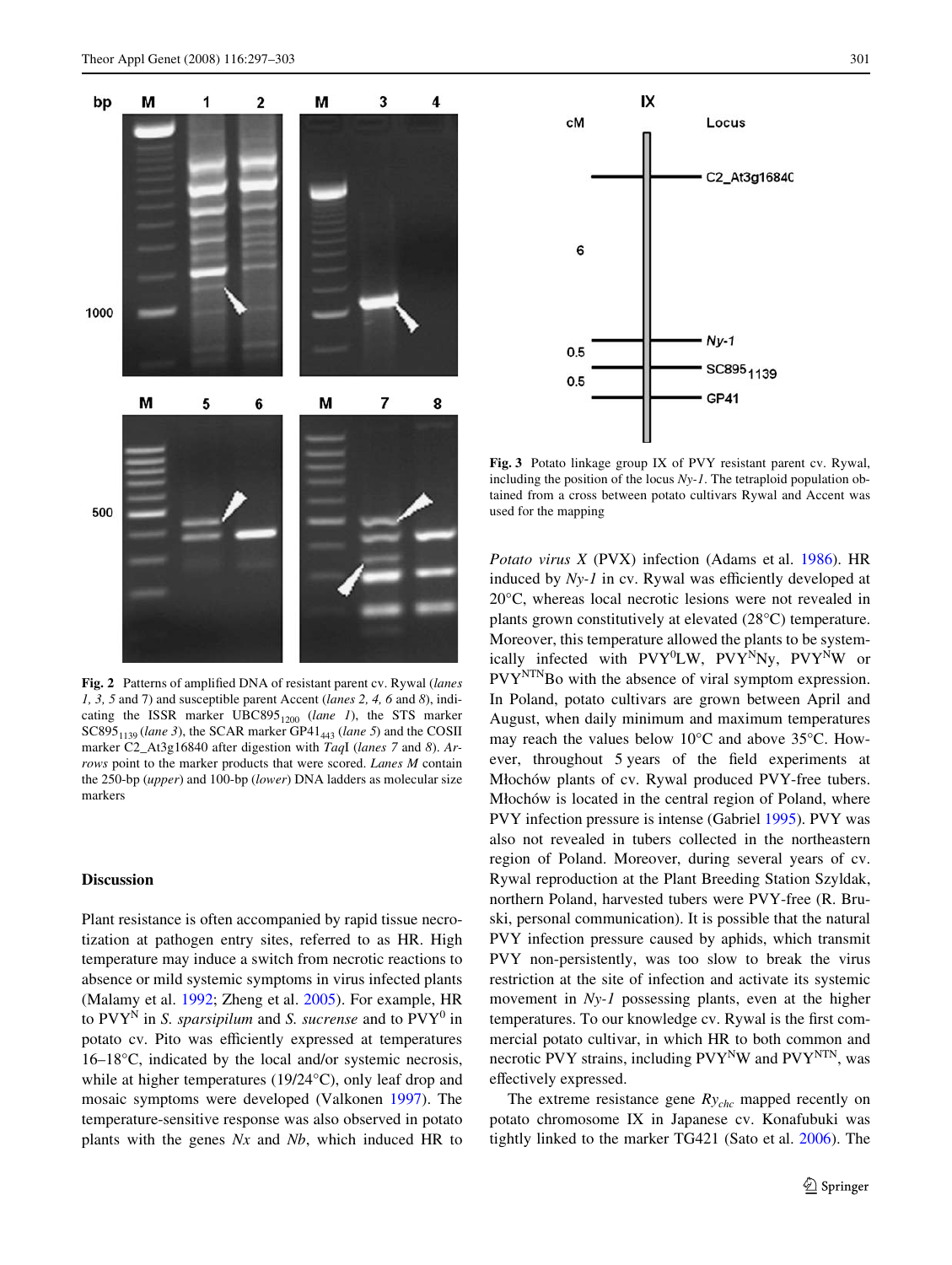Fig. 2 Patterns of amplified DNA of resistant parent cv. Rywal (*lanes 1, 3, 5* and 7) and susceptible parent Accent (*lanes 2, 4, 6* and *8*), indicating the ISSR marker $UBC895_{1200}$ (*lane 1*), the STS marker $SC895_{1139}$ (*lane 3*), the SCAR marker $GP41_{443}$ (*lane 5*) and the COSII marker C2_At3g16840 after digestion with *Taq*I (*lanes 7* and *8*). *Arrows* point to the marker products that were scored. *Lanes M* contain the 250-bp (*upper*) and 100-bp (*lower*) DNA ladders as molecular size markers

Fig. 3 Potato linkage group IX of PVY resistant parent cv. Rywal, including the position of the locus *Ny-1*. The tetraploid population obtained from a cross between potato cultivars Rywal and Accent was used for the mapping

## Discussion

Plant resistance is often accompanied by rapid tissue necrotization at pathogen entry sites, referred to as HR. High temperature may induce a switch from necrotic reactions to absence or mild systemic symptoms in virus infected plants (Malamy et al. 1992; Zheng et al. 2005). For example, HR to $PVY^N$ in *S. sparsipilum* and *S. sucrense* and to $PVY^0$ in potato cv. Pito was efficiently expressed at temperatures 16–18°C, indicated by the local and/or systemic necrosis, while at higher temperatures (19/24°C), only leaf drop and mosaic symptoms were developed (Valkonen 1997). The temperature-sensitive response was also observed in potato plants with the genes *Nx* and *Nb*, which induced HR to *Potato virus X* (PVX) infection (Adams et al. 1986). HR induced by *Ny-1* in cv. Rywal was efficiently developed at 20°C, whereas local necrotic lesions were not revealed in plants grown constitutively at elevated (28°C) temperature. Moreover, this temperature allowed the plants to be systemically infected with $PVY^0$LW, $PVY^N$Ny, $PVY^N$W or $PVY^{NTN}$Bo with the absence of viral symptom expression. In Poland, potato cultivars are grown between April and August, when daily minimum and maximum temperatures may reach the values below 10°C and above 35°C. However, throughout 5 years of the field experiments at Młochów plants of cv. Rywal produced PVY-free tubers. Młochów is located in the central region of Poland, where PVY infection pressure is intense (Gabriel 1995). PVY was also not revealed in tubers collected in the northeastern region of Poland. Moreover, during several years of cv. Rywal reproduction at the Plant Breeding Station Szyldak, northern Poland, harvested tubers were PVY-free (R. Bruski, personal communication). It is possible that the natural PVY infection pressure caused by aphids, which transmit PVY non-persistently, was too slow to break the virus restriction at the site of infection and activate its systemic movement in *Ny-1* possessing plants, even at the higher temperatures. To our knowledge cv. Rywal is the first commercial potato cultivar, in which HR to both common and necrotic PVY strains, including $PVY^N$W and $PVY^{NTN}$, was effectively expressed.

The extreme resistance gene $Ry_{chc}$ mapped recently on potato chromosome IX in Japanese cv. Konafubuki was tightly linked to the marker TG421 (Sato et al. 2006). The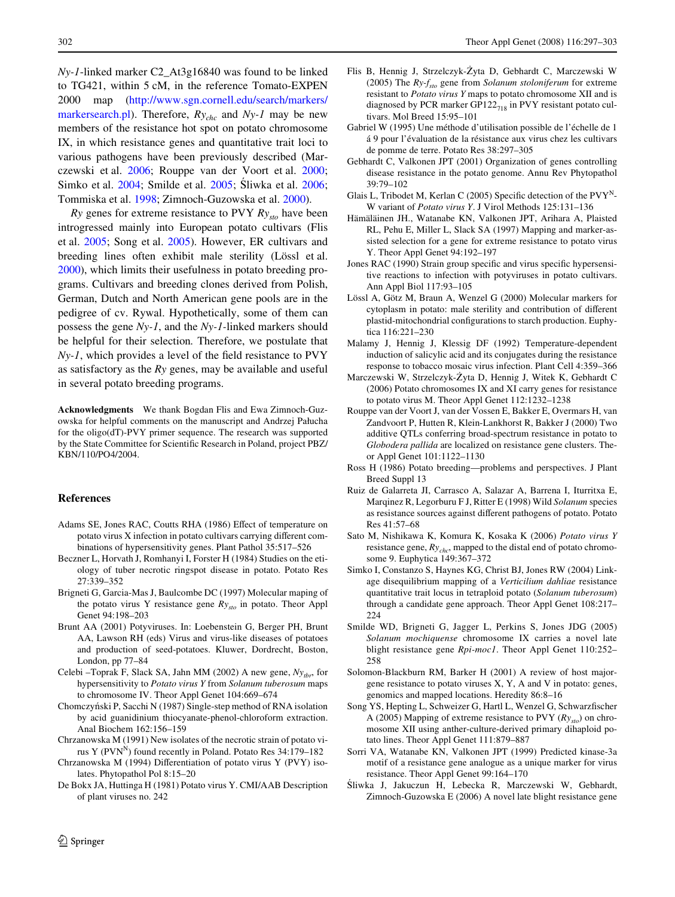*Ny-1*-linked marker C2_At3g16840 was found to be linked to TG421, within 5 cM, in the reference Tomato-EXPEN 2000 map (http://www.sgn.cornell.edu/search/markers/markersearch.pl). Therefore, $Ry_{chc}$ and *Ny-1* may be new members of the resistance hot spot on potato chromosome IX, in which resistance genes and quantitative trait loci to various pathogens have been previously described (Marczewski et al. 2006; Rouppe van der Voort et al. 2000; Simko et al. 2004; Smilde et al. 2005; Śliwka et al. 2006; Tommiska et al. 1998; Zimnoch-Guzowska et al. 2000).

*Ry* genes for extreme resistance to PVY $Ry_{sto}$ have been introgressed mainly into European potato cultivars (Flis et al. 2005; Song et al. 2005). However, ER cultivars and breeding lines often exhibit male sterility (Lössl et al. 2000), which limits their usefulness in potato breeding programs. Cultivars and breeding clones derived from Polish, German, Dutch and North American gene pools are in the pedigree of cv. Rywal. Hypothetically, some of them can possess the gene *Ny-1*, and the *Ny-1*-linked markers should be helpful for their selection. Therefore, we postulate that *Ny-1*, which provides a level of the field resistance to PVY as satisfactory as the *Ry* genes, may be available and useful in several potato breeding programs.

**Acknowledgments** We thank Bogdan Flis and Ewa Zimnoch-Guzowska for helpful comments on the manuscript and Andrzej Palucha for the oligo(dT)-PVY primer sequence. The research was supported by the State Committee for Scientific Research in Poland, project PBZ/KBN/110/PO4/2004.

## References

Adams SE, Jones RAC, Coutts RHA (1986) Effect of temperature on potato virus X infection in potato cultivars carrying different combinations of hypersensitivity genes. Plant Pathol 35:517–526

Beczner L, Horvath J, Romhanyi I, Forster H (1984) Studies on the etiology of tuber necrotic ringspot disease in potato. Potato Res 27:339–352

Brigneti G, Garcia-Mas J, Baulcombe DC (1997) Molecular maping of the potato virus Y resistance gene $Ry_{sto}$ in potato. Theor Appl Genet 94:198–203

Brunt AA (2001) Potyviruses. In: Loebenstein G, Berger PH, Brunt AA, Lawson RH (eds) Virus and virus-like diseases of potatoes and production of seed-potatoes. Kluwer, Dordrecht, Boston, London, pp 77–84

Celebi –Toprak F, Slack SA, Jahn MM (2002) A new gene, $Ny_{tbr}$, for hypersensitivity to *Potato virus Y* from *Solanum tuberosum* maps to chromosome IV. Theor Appl Genet 104:669–674

Chomczyński P, Sacchi N (1987) Single-step method of RNA isolation by acid guanidinium thiocyanate-phenol-chloroform extraction. Anal Biochem 162:156–159

Chrzanowska M (1991) New isolates of the necrotic strain of potato virus Y ($PVN^{N}$) found recently in Poland. Potato Res 34:179–182

Chrzanowska M (1994) Differentiation of potato virus Y (PVY) isolates. Phytopathol Pol 8:15–20

De Bokx JA, Huttinga H (1981) Potato virus Y. CMI/AAB Description of plant viruses no. 242

Flis B, Hennig J, Strzelczyk-Żyta D, Gebhardt C, Marczewski W (2005) The $Ry\text{-}f_{sto}$ gene from *Solanum stoloniferum* for extreme resistant to *Potato virus Y* maps to potato chromosome XII and is diagnosed by PCR marker $GP122_{718}$ in PVY resistant potato cultivars. Mol Breed 15:95–101

Gabriel W (1995) Une méthode d'utilisation possible de l'échelle de 1 á 9 pour l'évaluation de la résistance aux virus chez les cultivars de pomme de terre. Potato Res 38:297–305

Gebhardt C, Valkonen JPT (2001) Organization of genes controlling disease resistance in the potato genome. Annu Rev Phytopathol 39:79–102

Glais L, Tribodet M, Kerlan C (2005) Specific detection of the $PVY^{N}$-W variant of *Potato virus Y*. J Virol Methods 125:131–136

Hämäläinen JH., Watanabe KN, Valkonen JPT, Arihara A, Plaisted RL, Pehu E, Miller L, Slack SA (1997) Mapping and marker-assisted selection for a gene for extreme resistance to potato virus Y. Theor Appl Genet 94:192–197

Jones RAC (1990) Strain group specific and virus specific hypersensitive reactions to infection with potyviruses in potato cultivars. Ann Appl Biol 117:93–105

Lössl A, Götz M, Braun A, Wenzel G (2000) Molecular markers for cytoplasm in potato: male sterility and contribution of different plastid-mitochondrial configurations to starch production. Euphytica 116:221–230

Malamy J, Hennig J, Klessig DF (1992) Temperature-dependent induction of salicylic acid and its conjugates during the resistance response to tobacco mosaic virus infection. Plant Cell 4:359–366

Marczewski W, Strzelczyk-Żyta D, Hennig J, Witek K, Gebhardt C (2006) Potato chromosomes IX and XI carry genes for resistance to potato virus M. Theor Appl Genet 112:1232–1238

Rouppe van der Voort J, van der Vossen E, Bakker E, Overmars H, van Zandvoort P, Hutten R, Klein-Lankhorst R, Bakker J (2000) Two additive QTLs conferring broad-spectrum resistance in potato to *Globodera pallida* are localized on resistance gene clusters. Theor Appl Genet 101:1122–1130

Ross H (1986) Potato breeding—problems and perspectives. J Plant Breed Suppl 13

Ruiz de Galarreta JI, Carrasco A, Salazar A, Barrena I, Iturritxa E, Marqinez R, Legorburu F J, Ritter E (1998) Wild *Solanum* species as resistance sources against different pathogens of potato. Potato Res 41:57–68

Sato M, Nishikawa K, Komura K, Kosaka K (2006) *Potato virus Y* resistance gene, $Ry_{chc}$, mapped to the distal end of potato chromosome 9. Euphytica 149:367–372

Simko I, Constanzo S, Haynes KG, Christ BJ, Jones RW (2004) Linkage disequilibrium mapping of a *Verticilium dahliae* resistance quantitative trait locus in tetraploid potato (*Solanum tuberosum*) through a candidate gene approach. Theor Appl Genet 108:217–224

Smilde WD, Brigneti G, Jagger L, Perkins S, Jones JDG (2005) *Solanum mochiquense* chromosome IX carries a novel late blight resistance gene *Rpi-moc1*. Theor Appl Genet 110:252–258

Solomon-Blackburn RM, Barker H (2001) A review of host major-gene resistance to potato viruses X, Y, A and V in potato: genes, genomics and mapped locations. Heredity 86:8–16

Song YS, Hepting L, Schweizer G, Hartl L, Wenzel G, Schwarzfischer A (2005) Mapping of extreme resistance to PVY ($Ry_{sto}$) on chromosome XII using anther-culture-derived primary dihaploid potato lines. Theor Appl Genet 111:879–887

Sorri VA, Watanabe KN, Valkonen JPT (1999) Predicted kinase-3a motif of a resistance gene analogue as a unique marker for virus resistance. Theor Appl Genet 99:164–170

Śliwka J, Jakuczun H, Lebecka R, Marczewski W, Gebhardt, Zimnoch-Guzowska E (2006) A novel late blight resistance gene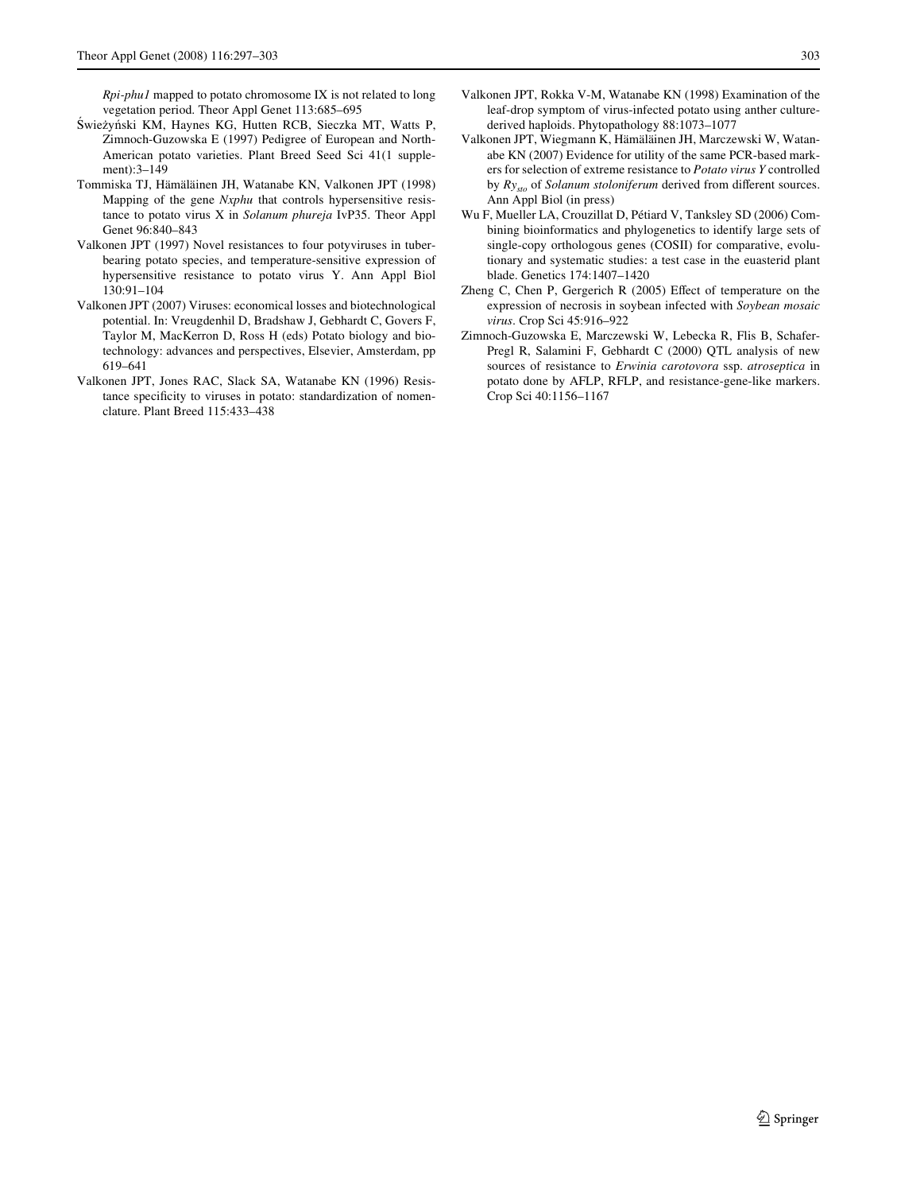*Rpi-phu1* mapped to potato chromosome IX is not related to long vegetation period. Theor Appl Genet 113:685–695

Świeżyński KM, Haynes KG, Hutten RCB, Sieczka MT, Watts P, Zimnoch-Guzowska E (1997) Pedigree of European and North-American potato varieties. Plant Breed Seed Sci 41(1 supplement):3–149

Tommiska TJ, Hämäläinen JH, Watanabe KN, Valkonen JPT (1998) Mapping of the gene *Nxphu* that controls hypersensitive resistance to potato virus X in *Solanum phureja* IvP35. Theor Appl Genet 96:840–843

Valkonen JPT (1997) Novel resistances to four potyviruses in tuber-bearing potato species, and temperature-sensitive expression of hypersensitive resistance to potato virus Y. Ann Appl Biol 130:91–104

Valkonen JPT (2007) Viruses: economical losses and biotechnological potential. In: Vreugdenhil D, Bradshaw J, Gebhardt C, Govers F, Taylor M, MacKerron D, Ross H (eds) Potato biology and biotechnology: advances and perspectives, Elsevier, Amsterdam, pp 619–641

Valkonen JPT, Jones RAC, Slack SA, Watanabe KN (1996) Resistance specificity to viruses in potato: standardization of nomenclature. Plant Breed 115:433–438

Valkonen JPT, Rokka V-M, Watanabe KN (1998) Examination of the leaf-drop symptom of virus-infected potato using anther culture-derived haploids. Phytopathology 88:1073–1077

Valkonen JPT, Wiegmann K, Hämäläinen JH, Marczewski W, Watanabe KN (2007) Evidence for utility of the same PCR-based markers for selection of extreme resistance to *Potato virus Y* controlled by $Ry_{sto}$ of *Solanum stoloniferum* derived from different sources. Ann Appl Biol (in press)

Wu F, Mueller LA, Crouzillat D, Pétiard V, Tanksley SD (2006) Combining bioinformatics and phylogenetics to identify large sets of single-copy orthologous genes (COSII) for comparative, evolutionary and systematic studies: a test case in the euasterid plant blade. Genetics 174:1407–1420

Zheng C, Chen P, Gergerich R (2005) Effect of temperature on the expression of necrosis in soybean infected with *Soybean mosaic virus*. Crop Sci 45:916–922

Zimnoch-Guzowska E, Marczewski W, Lebecka R, Flis B, Schafer-Pregl R, Salamini F, Gebhardt C (2000) QTL analysis of new sources of resistance to *Erwinia carotovora* ssp. *atroseptica* in potato done by AFLP, RFLP, and resistance-gene-like markers. Crop Sci 40:1156–1167